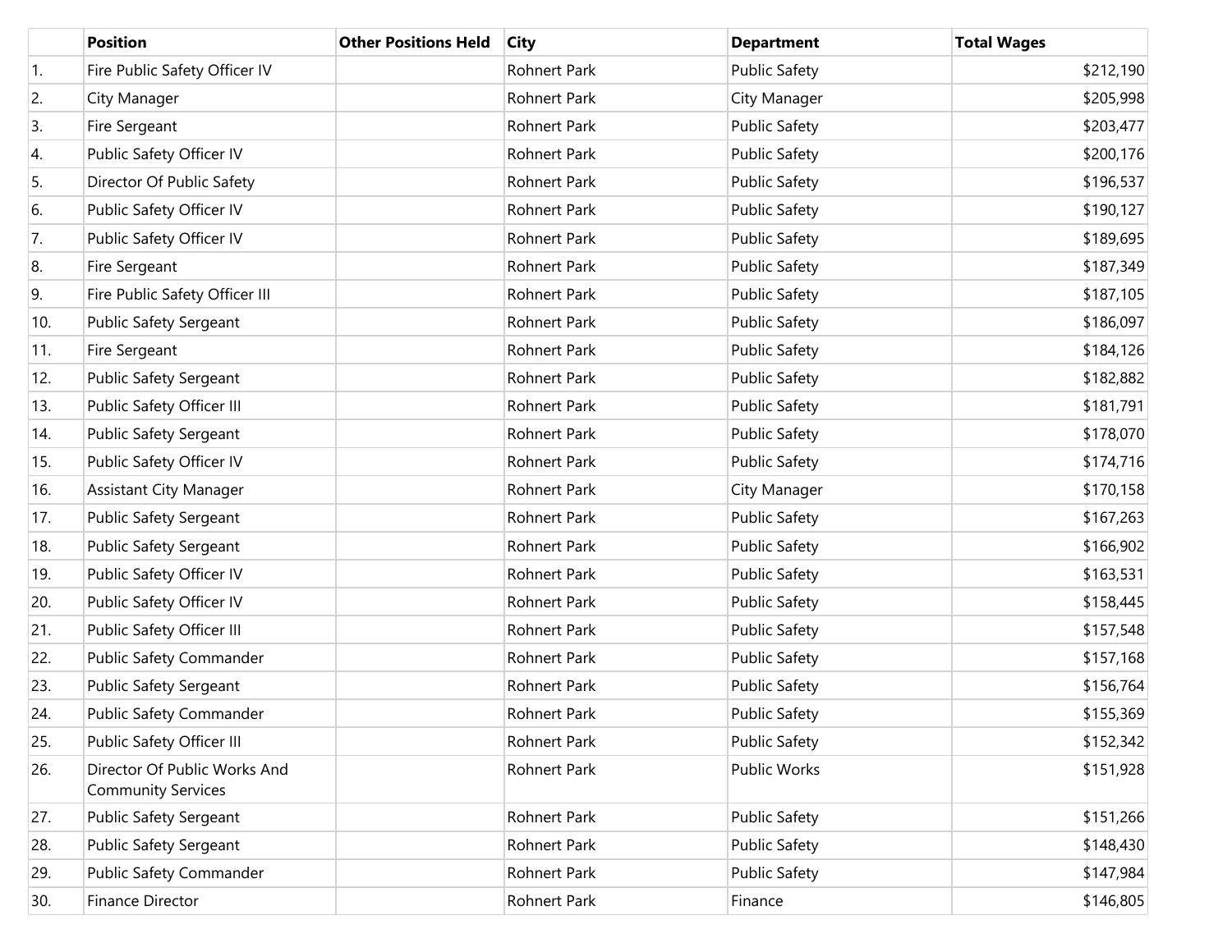| | Position | Other Positions Held | City | Department | Total Wages |
|---|---|---|---|---|---|
| 1. | Fire Public Safety Officer IV | | Rohnert Park | Public Safety | $212,190 |
| 2. | City Manager | | Rohnert Park | City Manager | $205,998 |
| 3. | Fire Sergeant | | Rohnert Park | Public Safety | $203,477 |
| 4. | Public Safety Officer IV | | Rohnert Park | Public Safety | $200,176 |
| 5. | Director Of Public Safety | | Rohnert Park | Public Safety | $196,537 |
| 6. | Public Safety Officer IV | | Rohnert Park | Public Safety | $190,127 |
| 7. | Public Safety Officer IV | | Rohnert Park | Public Safety | $189,695 |
| 8. | Fire Sergeant | | Rohnert Park | Public Safety | $187,349 |
| 9. | Fire Public Safety Officer III | | Rohnert Park | Public Safety | $187,105 |
| 10. | Public Safety Sergeant | | Rohnert Park | Public Safety | $186,097 |
| 11. | Fire Sergeant | | Rohnert Park | Public Safety | $184,126 |
| 12. | Public Safety Sergeant | | Rohnert Park | Public Safety | $182,882 |
| 13. | Public Safety Officer III | | Rohnert Park | Public Safety | $181,791 |
| 14. | Public Safety Sergeant | | Rohnert Park | Public Safety | $178,070 |
| 15. | Public Safety Officer IV | | Rohnert Park | Public Safety | $174,716 |
| 16. | Assistant City Manager | | Rohnert Park | City Manager | $170,158 |
| 17. | Public Safety Sergeant | | Rohnert Park | Public Safety | $167,263 |
| 18. | Public Safety Sergeant | | Rohnert Park | Public Safety | $166,902 |
| 19. | Public Safety Officer IV | | Rohnert Park | Public Safety | $163,531 |
| 20. | Public Safety Officer IV | | Rohnert Park | Public Safety | $158,445 |
| 21. | Public Safety Officer III | | Rohnert Park | Public Safety | $157,548 |
| 22. | Public Safety Commander | | Rohnert Park | Public Safety | $157,168 |
| 23. | Public Safety Sergeant | | Rohnert Park | Public Safety | $156,764 |
| 24. | Public Safety Commander | | Rohnert Park | Public Safety | $155,369 |
| 25. | Public Safety Officer III | | Rohnert Park | Public Safety | $152,342 |
| 26. | Director Of Public Works And Community Services | | Rohnert Park | Public Works | $151,928 |
| 27. | Public Safety Sergeant | | Rohnert Park | Public Safety | $151,266 |
| 28. | Public Safety Sergeant | | Rohnert Park | Public Safety | $148,430 |
| 29. | Public Safety Commander | | Rohnert Park | Public Safety | $147,984 |
| 30. | Finance Director | | Rohnert Park | Finance | $146,805 |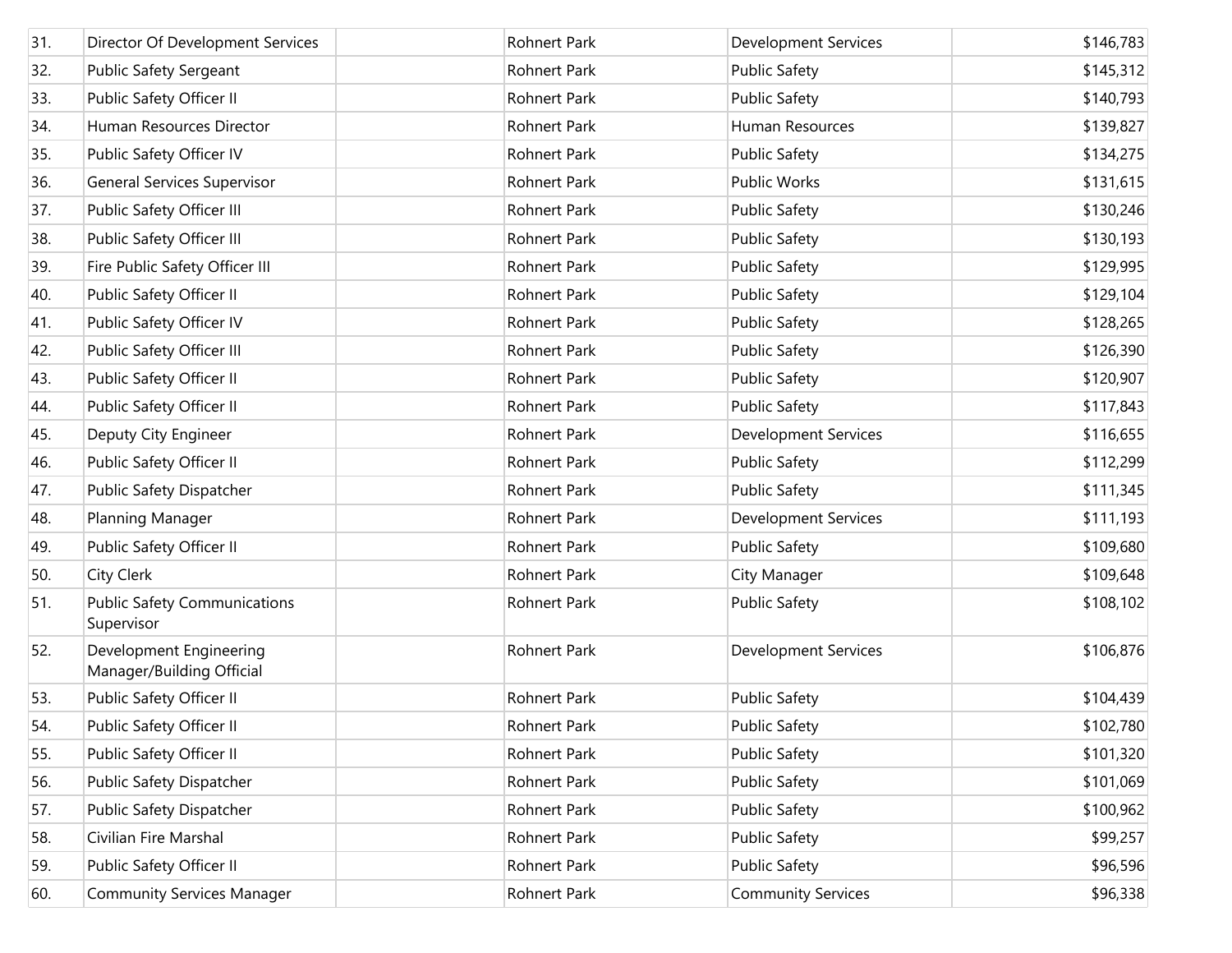| | | | | | |
|---|---|---|---|---|---|
| 31. | Director Of Development Services | | Rohnert Park | Development Services | $146,783 |
| 32. | Public Safety Sergeant | | Rohnert Park | Public Safety | $145,312 |
| 33. | Public Safety Officer II | | Rohnert Park | Public Safety | $140,793 |
| 34. | Human Resources Director | | Rohnert Park | Human Resources | $139,827 |
| 35. | Public Safety Officer IV | | Rohnert Park | Public Safety | $134,275 |
| 36. | General Services Supervisor | | Rohnert Park | Public Works | $131,615 |
| 37. | Public Safety Officer III | | Rohnert Park | Public Safety | $130,246 |
| 38. | Public Safety Officer III | | Rohnert Park | Public Safety | $130,193 |
| 39. | Fire Public Safety Officer III | | Rohnert Park | Public Safety | $129,995 |
| 40. | Public Safety Officer II | | Rohnert Park | Public Safety | $129,104 |
| 41. | Public Safety Officer IV | | Rohnert Park | Public Safety | $128,265 |
| 42. | Public Safety Officer III | | Rohnert Park | Public Safety | $126,390 |
| 43. | Public Safety Officer II | | Rohnert Park | Public Safety | $120,907 |
| 44. | Public Safety Officer II | | Rohnert Park | Public Safety | $117,843 |
| 45. | Deputy City Engineer | | Rohnert Park | Development Services | $116,655 |
| 46. | Public Safety Officer II | | Rohnert Park | Public Safety | $112,299 |
| 47. | Public Safety Dispatcher | | Rohnert Park | Public Safety | $111,345 |
| 48. | Planning Manager | | Rohnert Park | Development Services | $111,193 |
| 49. | Public Safety Officer II | | Rohnert Park | Public Safety | $109,680 |
| 50. | City Clerk | | Rohnert Park | City Manager | $109,648 |
| 51. | Public Safety Communications Supervisor | | Rohnert Park | Public Safety | $108,102 |
| 52. | Development Engineering Manager/Building Official | | Rohnert Park | Development Services | $106,876 |
| 53. | Public Safety Officer II | | Rohnert Park | Public Safety | $104,439 |
| 54. | Public Safety Officer II | | Rohnert Park | Public Safety | $102,780 |
| 55. | Public Safety Officer II | | Rohnert Park | Public Safety | $101,320 |
| 56. | Public Safety Dispatcher | | Rohnert Park | Public Safety | $101,069 |
| 57. | Public Safety Dispatcher | | Rohnert Park | Public Safety | $100,962 |
| 58. | Civilian Fire Marshal | | Rohnert Park | Public Safety | $99,257 |
| 59. | Public Safety Officer II | | Rohnert Park | Public Safety | $96,596 |
| 60. | Community Services Manager | | Rohnert Park | Community Services | $96,338 |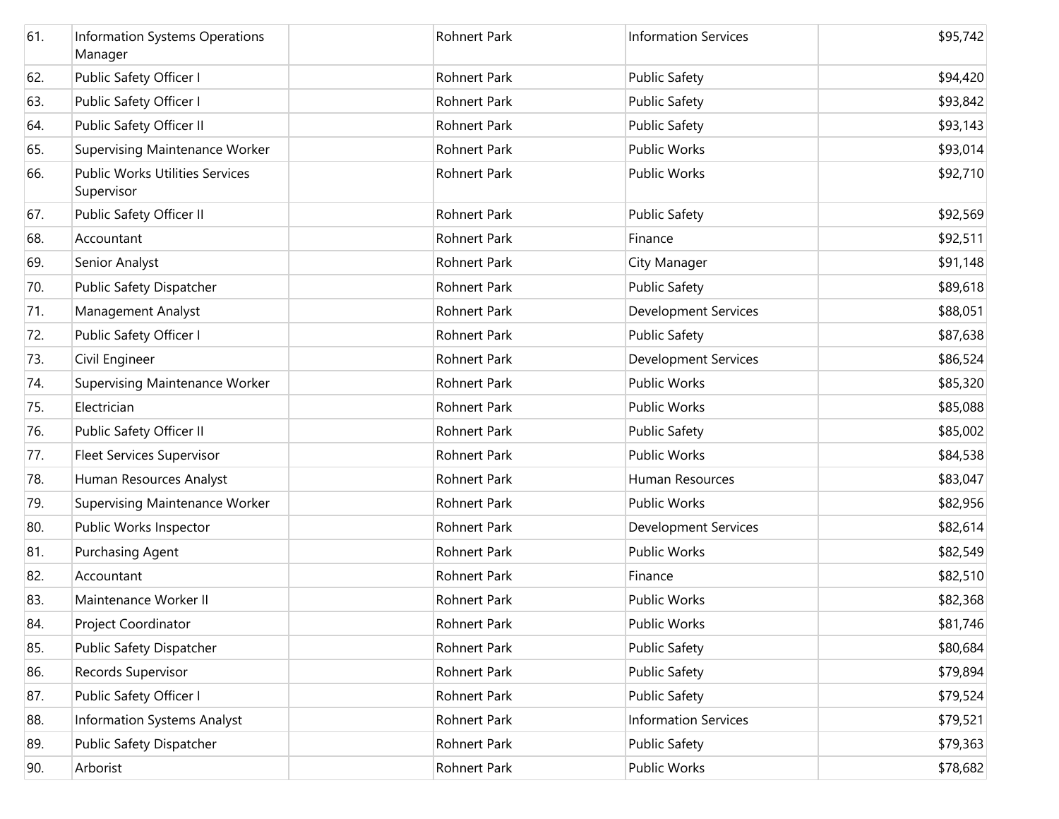| | | | | | |
|---|---|---|---|---|---|
| 61. | Information Systems Operations Manager | | Rohnert Park | Information Services | $95,742 |
| 62. | Public Safety Officer I | | Rohnert Park | Public Safety | $94,420 |
| 63. | Public Safety Officer I | | Rohnert Park | Public Safety | $93,842 |
| 64. | Public Safety Officer II | | Rohnert Park | Public Safety | $93,143 |
| 65. | Supervising Maintenance Worker | | Rohnert Park | Public Works | $93,014 |
| 66. | Public Works Utilities Services Supervisor | | Rohnert Park | Public Works | $92,710 |
| 67. | Public Safety Officer II | | Rohnert Park | Public Safety | $92,569 |
| 68. | Accountant | | Rohnert Park | Finance | $92,511 |
| 69. | Senior Analyst | | Rohnert Park | City Manager | $91,148 |
| 70. | Public Safety Dispatcher | | Rohnert Park | Public Safety | $89,618 |
| 71. | Management Analyst | | Rohnert Park | Development Services | $88,051 |
| 72. | Public Safety Officer I | | Rohnert Park | Public Safety | $87,638 |
| 73. | Civil Engineer | | Rohnert Park | Development Services | $86,524 |
| 74. | Supervising Maintenance Worker | | Rohnert Park | Public Works | $85,320 |
| 75. | Electrician | | Rohnert Park | Public Works | $85,088 |
| 76. | Public Safety Officer II | | Rohnert Park | Public Safety | $85,002 |
| 77. | Fleet Services Supervisor | | Rohnert Park | Public Works | $84,538 |
| 78. | Human Resources Analyst | | Rohnert Park | Human Resources | $83,047 |
| 79. | Supervising Maintenance Worker | | Rohnert Park | Public Works | $82,956 |
| 80. | Public Works Inspector | | Rohnert Park | Development Services | $82,614 |
| 81. | Purchasing Agent | | Rohnert Park | Public Works | $82,549 |
| 82. | Accountant | | Rohnert Park | Finance | $82,510 |
| 83. | Maintenance Worker II | | Rohnert Park | Public Works | $82,368 |
| 84. | Project Coordinator | | Rohnert Park | Public Works | $81,746 |
| 85. | Public Safety Dispatcher | | Rohnert Park | Public Safety | $80,684 |
| 86. | Records Supervisor | | Rohnert Park | Public Safety | $79,894 |
| 87. | Public Safety Officer I | | Rohnert Park | Public Safety | $79,524 |
| 88. | Information Systems Analyst | | Rohnert Park | Information Services | $79,521 |
| 89. | Public Safety Dispatcher | | Rohnert Park | Public Safety | $79,363 |
| 90. | Arborist | | Rohnert Park | Public Works | $78,682 |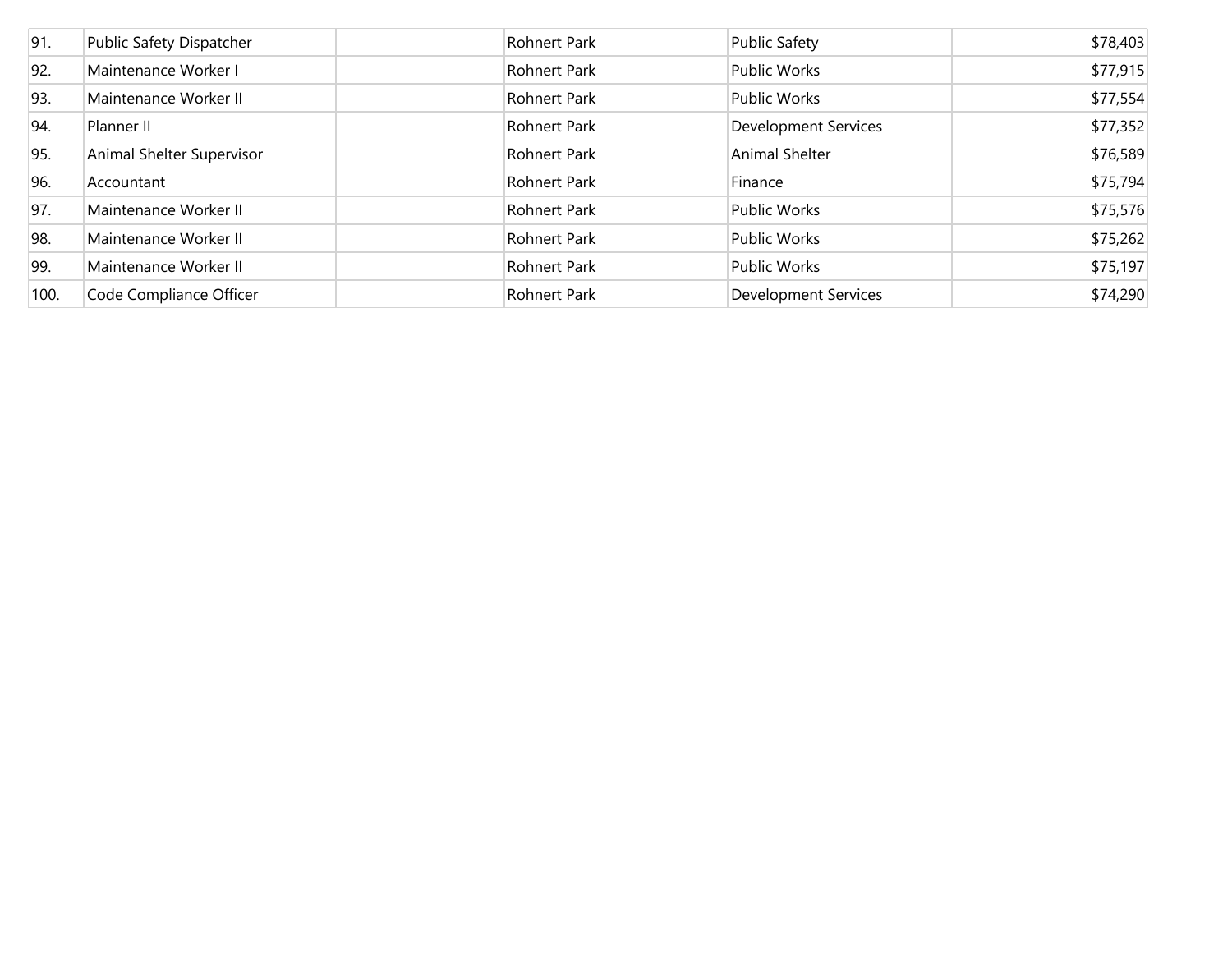| | | | | | |
|---|---|---|---|---|---|
| 91. | Public Safety Dispatcher | | Rohnert Park | Public Safety | $78,403 |
| 92. | Maintenance Worker I | | Rohnert Park | Public Works | $77,915 |
| 93. | Maintenance Worker II | | Rohnert Park | Public Works | $77,554 |
| 94. | Planner II | | Rohnert Park | Development Services | $77,352 |
| 95. | Animal Shelter Supervisor | | Rohnert Park | Animal Shelter | $76,589 |
| 96. | Accountant | | Rohnert Park | Finance | $75,794 |
| 97. | Maintenance Worker II | | Rohnert Park | Public Works | $75,576 |
| 98. | Maintenance Worker II | | Rohnert Park | Public Works | $75,262 |
| 99. | Maintenance Worker II | | Rohnert Park | Public Works | $75,197 |
| 100. | Code Compliance Officer | | Rohnert Park | Development Services | $74,290 |